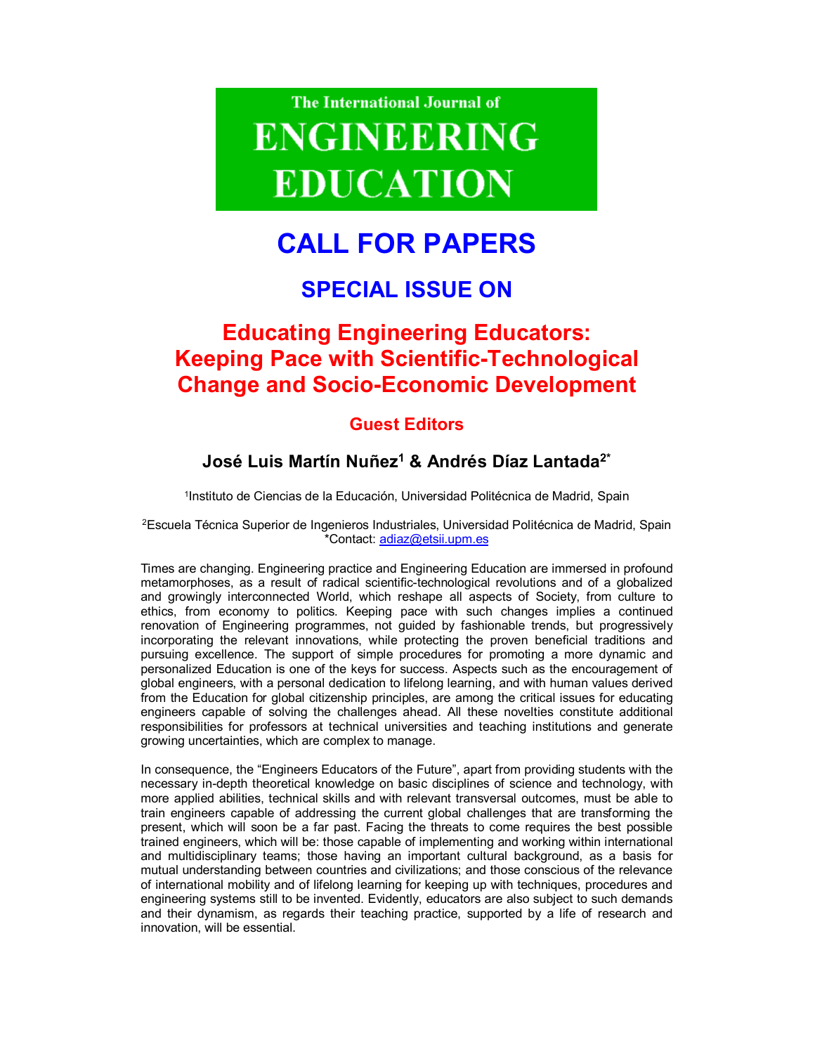The International Journal of

# ENGINEERING EDUCATION

# CALL FOR PAPERS

## SPECIAL ISSUE ON

## Educating Engineering Educators: Keeping Pace with Scientific-Technological Change and Socio-Economic Development

### Guest Editors

### José Luis Martín Nuñez[1] & Andrés Díaz Lantada[2*]

[1]Instituto de Ciencias de la Educación, Universidad Politécnica de Madrid, Spain

[2]Escuela Técnica Superior de Ingenieros Industriales, Universidad Politécnica de Madrid, Spain
*Contact: adiaz@etsii.upm.es

Times are changing. Engineering practice and Engineering Education are immersed in profound metamorphoses, as a result of radical scientific-technological revolutions and of a globalized and growingly interconnected World, which reshape all aspects of Society, from culture to ethics, from economy to politics. Keeping pace with such changes implies a continued renovation of Engineering programmes, not guided by fashionable trends, but progressively incorporating the relevant innovations, while protecting the proven beneficial traditions and pursuing excellence. The support of simple procedures for promoting a more dynamic and personalized Education is one of the keys for success. Aspects such as the encouragement of global engineers, with a personal dedication to lifelong learning, and with human values derived from the Education for global citizenship principles, are among the critical issues for educating engineers capable of solving the challenges ahead. All these novelties constitute additional responsibilities for professors at technical universities and teaching institutions and generate growing uncertainties, which are complex to manage.

In consequence, the "Engineers Educators of the Future", apart from providing students with the necessary in-depth theoretical knowledge on basic disciplines of science and technology, with more applied abilities, technical skills and with relevant transversal outcomes, must be able to train engineers capable of addressing the current global challenges that are transforming the present, which will soon be a far past. Facing the threats to come requires the best possible trained engineers, which will be: those capable of implementing and working within international and multidisciplinary teams; those having an important cultural background, as a basis for mutual understanding between countries and civilizations; and those conscious of the relevance of international mobility and of lifelong learning for keeping up with techniques, procedures and engineering systems still to be invented. Evidently, educators are also subject to such demands and their dynamism, as regards their teaching practice, supported by a life of research and innovation, will be essential.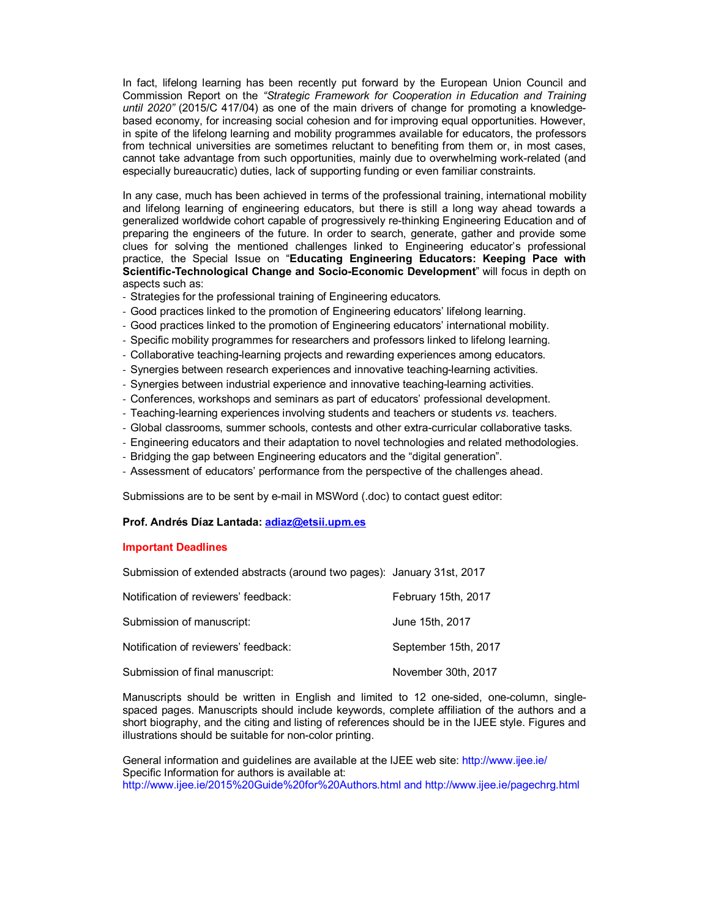In fact, lifelong learning has been recently put forward by the European Union Council and Commission Report on the *"Strategic Framework for Cooperation in Education and Training until 2020"* (2015/C 417/04) as one of the main drivers of change for promoting a knowledge-based economy, for increasing social cohesion and for improving equal opportunities. However, in spite of the lifelong learning and mobility programmes available for educators, the professors from technical universities are sometimes reluctant to benefiting from them or, in most cases, cannot take advantage from such opportunities, mainly due to overwhelming work-related (and especially bureaucratic) duties, lack of supporting funding or even familiar constraints.

In any case, much has been achieved in terms of the professional training, international mobility and lifelong learning of engineering educators, but there is still a long way ahead towards a generalized worldwide cohort capable of progressively re-thinking Engineering Education and of preparing the engineers of the future. In order to search, generate, gather and provide some clues for solving the mentioned challenges linked to Engineering educator's professional practice, the Special Issue on "**Educating Engineering Educators: Keeping Pace with Scientific-Technological Change and Socio-Economic Development**" will focus in depth on aspects such as:

- Strategies for the professional training of Engineering educators.
- Good practices linked to the promotion of Engineering educators' lifelong learning.
- Good practices linked to the promotion of Engineering educators' international mobility.
- Specific mobility programmes for researchers and professors linked to lifelong learning.
- Collaborative teaching-learning projects and rewarding experiences among educators.
- Synergies between research experiences and innovative teaching-learning activities.
- Synergies between industrial experience and innovative teaching-learning activities.
- Conferences, workshops and seminars as part of educators' professional development.
- Teaching-learning experiences involving students and teachers or students *vs.* teachers.
- Global classrooms, summer schools, contests and other extra-curricular collaborative tasks.
- Engineering educators and their adaptation to novel technologies and related methodologies.
- Bridging the gap between Engineering educators and the "digital generation".
- Assessment of educators' performance from the perspective of the challenges ahead.

Submissions are to be sent by e-mail in MSWord (.doc) to contact guest editor:

**Prof. Andrés Díaz Lantada: adiaz@etsii.upm.es**

**Important Deadlines**

| | |
|---|---|
| Submission of extended abstracts (around two pages): | January 31st, 2017 |
| Notification of reviewers' feedback: | February 15th, 2017 |
| Submission of manuscript: | June 15th, 2017 |
| Notification of reviewers' feedback: | September 15th, 2017 |
| Submission of final manuscript: | November 30th, 2017 |

Manuscripts should be written in English and limited to 12 one-sided, one-column, single-spaced pages. Manuscripts should include keywords, complete affiliation of the authors and a short biography, and the citing and listing of references should be in the IJEE style. Figures and illustrations should be suitable for non-color printing.

General information and guidelines are available at the IJEE web site: http://www.ijee.ie/
Specific Information for authors is available at:
http://www.ijee.ie/2015%20Guide%20for%20Authors.html and http://www.ijee.ie/pagechrg.html